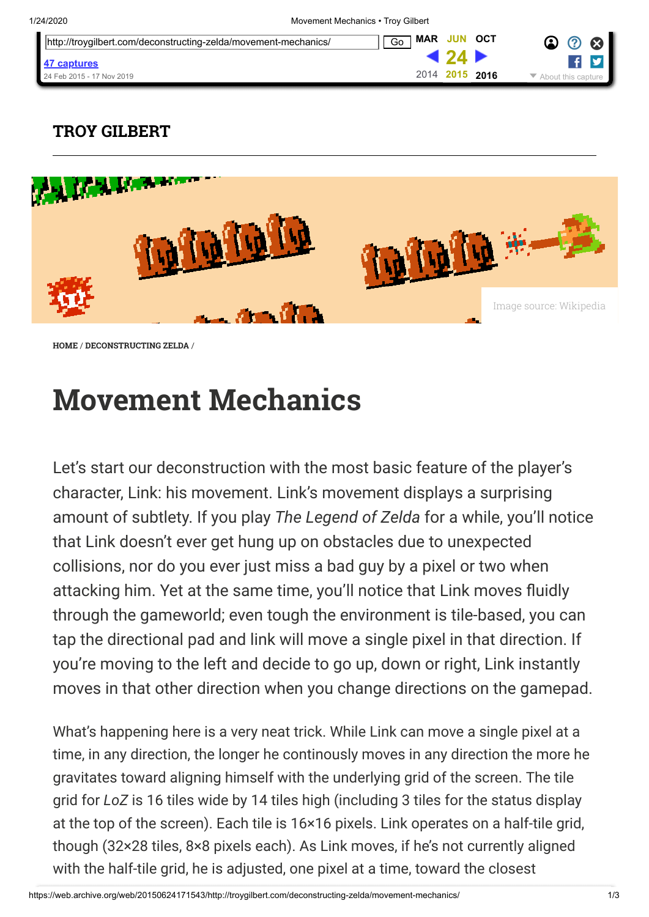TROY GILBERT

Image source: Wikipedia

HOME / DECONSTRUCTING ZELDA /

# Movement Mechanics

Let's start our deconstruction with the most basic feature of the player's character, Link: his movement. Link's movement displays a surprising amount of subtlety. If you play *The Legend of Zelda* for a while, you'll notice that Link doesn't ever get hung up on obstacles due to unexpected collisions, nor do you ever just miss a bad guy by a pixel or two when attacking him. Yet at the same time, you'll notice that Link moves fluidly through the gameworld; even tough the environment is tile-based, you can tap the directional pad and link will move a single pixel in that direction. If you're moving to the left and decide to go up, down or right, Link instantly moves in that other direction when you change directions on the gamepad.

What's happening here is a very neat trick. While Link can move a single pixel at a time, in any direction, the longer he continously moves in any direction the more he gravitates toward aligning himself with the underlying grid of the screen. The tile grid for *LoZ* is 16 tiles wide by 14 tiles high (including 3 tiles for the status display at the top of the screen). Each tile is 16×16 pixels. Link operates on a half-tile grid, though (32×28 tiles, 8×8 pixels each). As Link moves, if he's not currently aligned with the half-tile grid, he is adjusted, one pixel at a time, toward the closest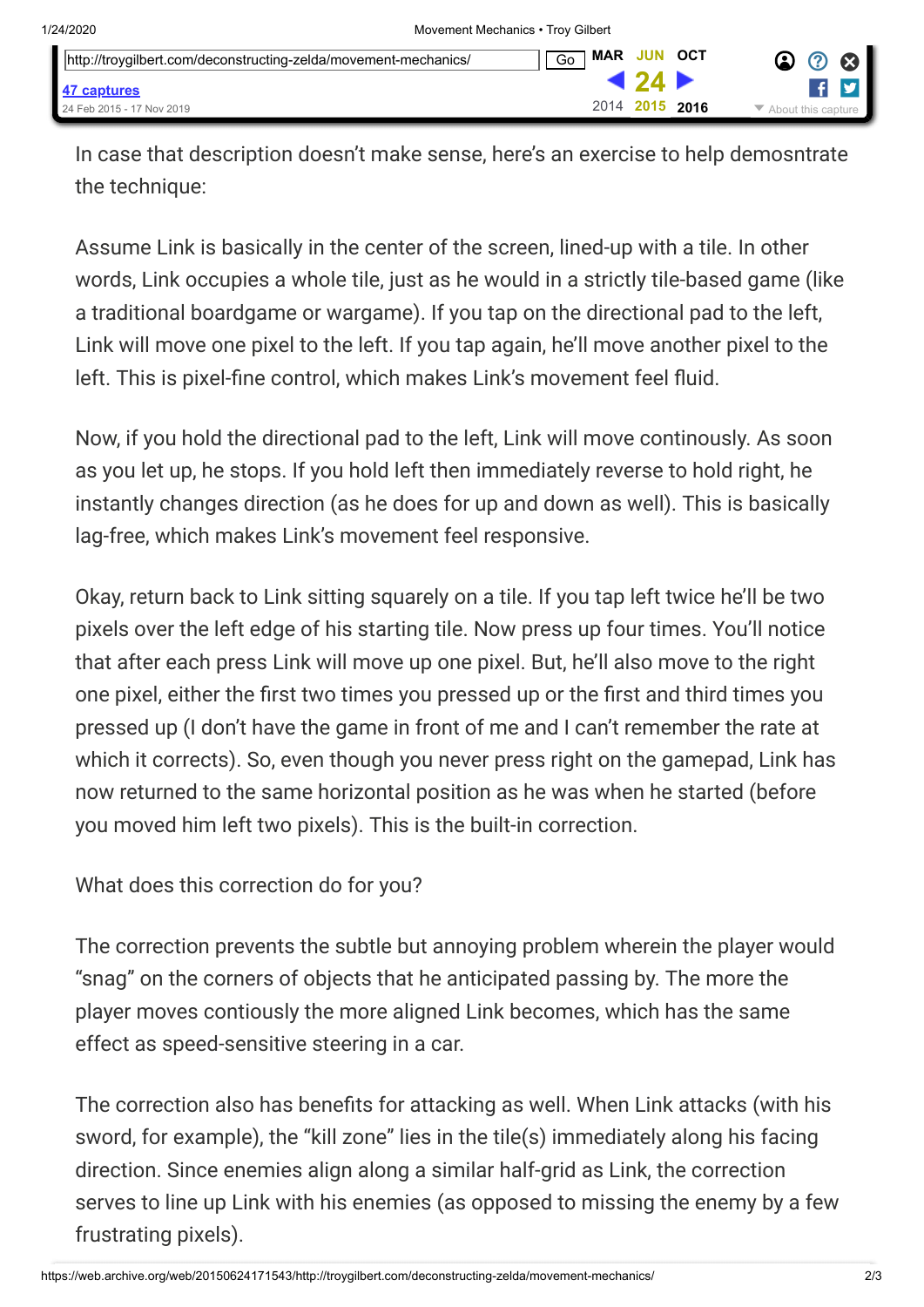In case that description doesn't make sense, here's an exercise to help demosntrate the technique:

Assume Link is basically in the center of the screen, lined-up with a tile. In other words, Link occupies a whole tile, just as he would in a strictly tile-based game (like a traditional boardgame or wargame). If you tap on the directional pad to the left, Link will move one pixel to the left. If you tap again, he'll move another pixel to the left. This is pixel-fine control, which makes Link's movement feel fluid.

Now, if you hold the directional pad to the left, Link will move continously. As soon as you let up, he stops. If you hold left then immediately reverse to hold right, he instantly changes direction (as he does for up and down as well). This is basically lag-free, which makes Link's movement feel responsive.

Okay, return back to Link sitting squarely on a tile. If you tap left twice he'll be two pixels over the left edge of his starting tile. Now press up four times. You'll notice that after each press Link will move up one pixel. But, he'll also move to the right one pixel, either the first two times you pressed up or the first and third times you pressed up (I don't have the game in front of me and I can't remember the rate at which it corrects). So, even though you never press right on the gamepad, Link has now returned to the same horizontal position as he was when he started (before you moved him left two pixels). This is the built-in correction.

What does this correction do for you?

The correction prevents the subtle but annoying problem wherein the player would "snag" on the corners of objects that he anticipated passing by. The more the player moves contiously the more aligned Link becomes, which has the same effect as speed-sensitive steering in a car.

The correction also has benefits for attacking as well. When Link attacks (with his sword, for example), the "kill zone" lies in the tile(s) immediately along his facing direction. Since enemies align along a similar half-grid as Link, the correction serves to line up Link with his enemies (as opposed to missing the enemy by a few frustrating pixels).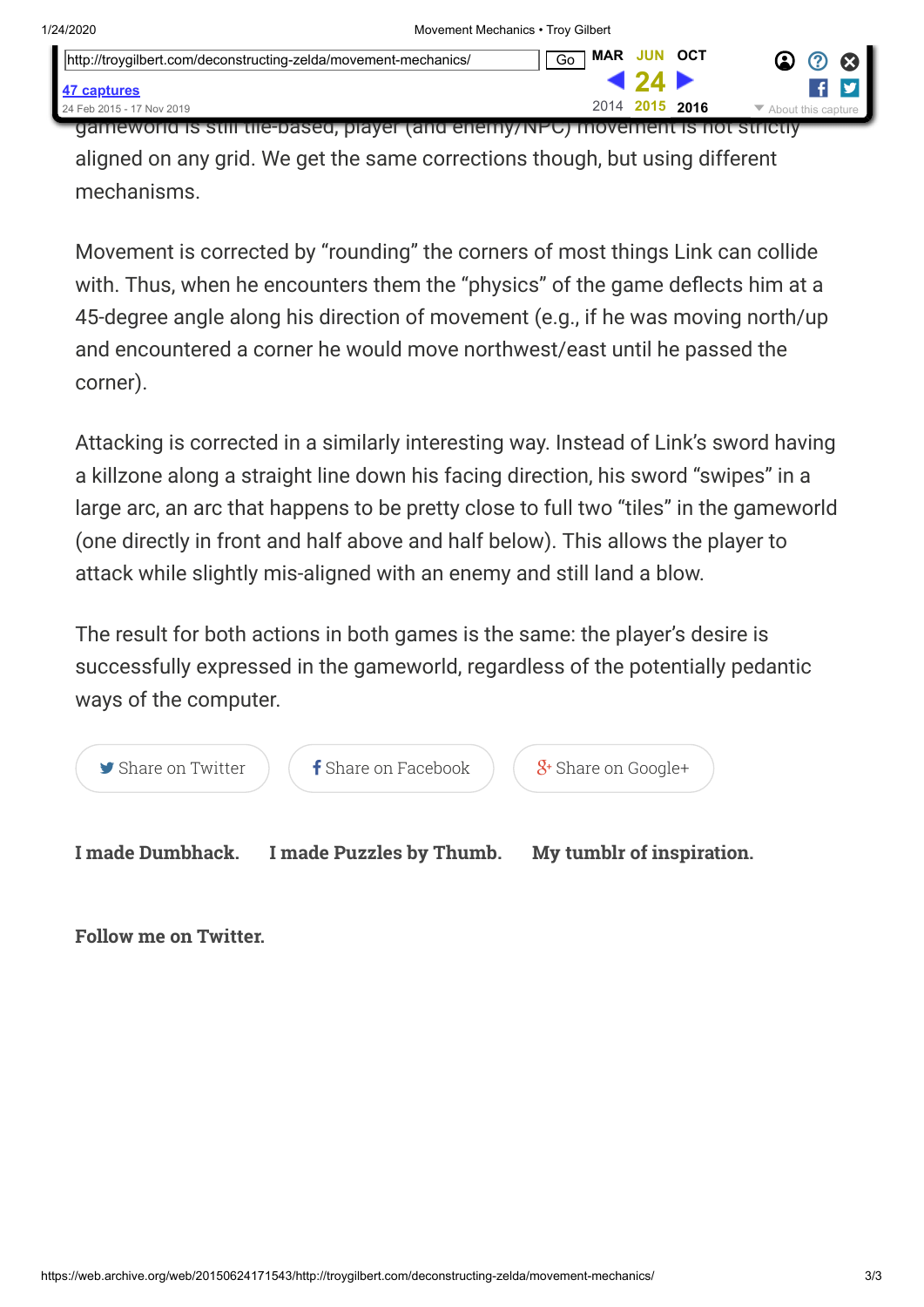gameworld is still tile-based, player (and enemy/NPC) movement is not strictly aligned on any grid. We get the same corrections though, but using different mechanisms.

Movement is corrected by “rounding” the corners of most things Link can collide with. Thus, when he encounters them the “physics” of the game deflects him at a 45-degree angle along his direction of movement (e.g., if he was moving north/up and encountered a corner he would move northwest/east until he passed the corner).

Attacking is corrected in a similarly interesting way. Instead of Link’s sword having a killzone along a straight line down his facing direction, his sword “swipes” in a large arc, an arc that happens to be pretty close to full two “tiles” in the gameworld (one directly in front and half above and half below). This allows the player to attack while slightly mis-aligned with an enemy and still land a blow.

The result for both actions in both games is the same: the player’s desire is successfully expressed in the gameworld, regardless of the potentially pedantic ways of the computer.

Share on Twitter Share on Facebook Share on Google+

**I made Dumbhack.** **I made Puzzles by Thumb.** **My tumblr of inspiration.**

**Follow me on Twitter.**